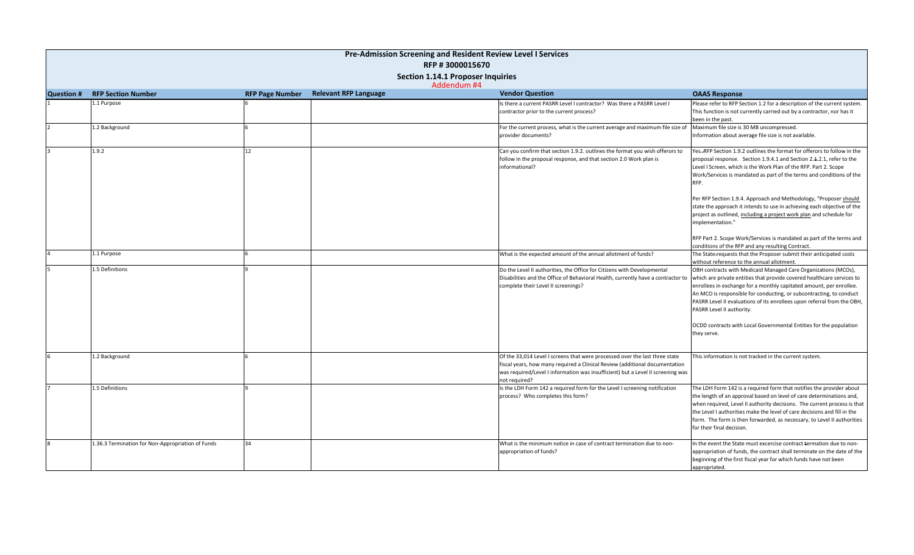# Pre-Admission Screening and Resident Review Level I Services

## RFP # 3000015670

### Section 1.14.1 Proposer Inquiries

Addendum #4

| Question # | RFP Section Number | RFP Page Number | Relevant RFP Language | Vendor Question | OAAS Response |
|---|---|---|---|---|---|
| 1 | 1.1 Purpose | 6 | | Is there a current PASRR Level I contractor? Was there a PASRR Level I contractor prior to the current process? | Please refer to RFP Section 1.2 for a description of the current system. This function is not currently carried out by a contractor, nor has it been in the past. |
| 2 | 1.2 Background | 6 | | For the current process, what is the current average and maximum file size of provider documents? | Maximum file size is 30 MB uncompressed. Information about average file size is not available. |
| 3 | 1.9.2 | 12 | | Can you confirm that section 1.9.2. outlines the format you wish offerors to follow in the proposal response, and that section 2.0 Work plan is informational? | Yes. RFP Section 1.9.2 outlines the format for offerors to follow in the proposal response. Section 1.9.4.1 and Section 2.1 2.1, refer to the Level I Screen, which is the Work Plan of the RFP. Part 2. Scope Work/Services is mandated as part of the terms and conditions of the RFP.<br><br>Per RFP Section 1.9.4. Approach and Methodology, "Proposer should state the approach it intends to use in achieving each objective of the project as outlined, including a project work plan and schedule for implementation."<br><br>RFP Part 2. Scope Work/Services is mandated as part of the terms and conditions of the RFP and any resulting Contract. |
| 4 | 1.1 Purpose | 6 | | What is the expected amount of the annual allotment of funds? | The State requests that the Proposer submit their anticipated costs without reference to the annual allotment. |
| 5 | 1.5 Definitions | 9 | | Do the Level II authorities, the Office for Citizens with Developmental Disabilities and the Office of Behavioral Health, currently have a contractor to complete their Level II screenings? | OBH contracts with Medicaid Managed Care Organizations (MCOs), which are private entities that provide covered healthcare services to enrollees in exchange for a monthly capitated amount, per enrollee. An MCO is responsible for conducting, or subcontracting, to conduct PASRR Level II evaluations of its enrollees upon referral from the OBH, PASRR Level II authority.<br><br>OCDD contracts with Local Governmental Entities for the population they serve. |
| 6 | 1.2 Background | 6 | | Of the 33,014 Level I screens that were processed over the last three state fiscal years, how many required a Clinical Review (additional documentation was required/Level I information was insufficient) but a Level II screening was not required? | This information is not tracked in the current system. |
| 7 | 1.5 Definitions | 9 | | Is the LDH Form 142 a required form for the Level I screening notification process? Who completes this form? | The LDH Form 142 is a required form that notifies the provider about the length of an approval based on level of care determinations and, when required, Level II authority decisions. The current process is that the Level I authorities make the level of care decisions and fill in the form. The form is then forwarded, as necessary, to Level II authorities for their final decision. |
| 8 | 1.36.3 Termination for Non-Appropriation of Funds | 34 | | What is the minimum notice in case of contract termination due to non-appropriation of funds? | In the event the State must excercise contract termation due to non-appropriation of funds, the contract shall terminate on the date of the beginning of the first fiscal year for which funds have not been appropriated. |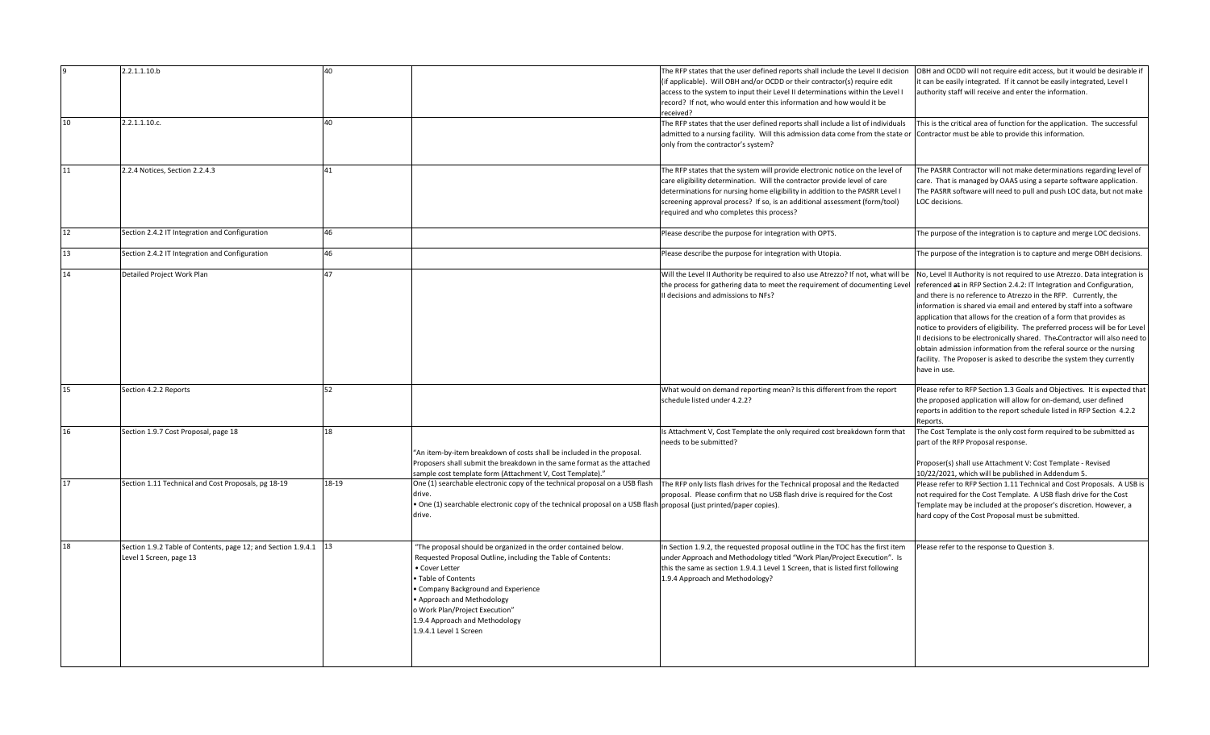| 9 | 2.2.1.1.10.b | 40 | | The RFP states that the user defined reports shall include the Level II decision (if applicable). Will OBH and/or OCDD or their contractor(s) require edit access to the system to input their Level II determinations within the Level I record? If not, who would enter this information and how would it be received? | OBH and OCDD will not require edit access, but it would be desirable if it can be easily integrated. If it cannot be easily integrated, Level I authority staff will receive and enter the information. |
|---|---|---|---|---|---|
| 10 | 2.2.1.1.10.c. | 40 | | The RFP states that the user defined reports shall include a list of individuals admitted to a nursing facility. Will this admission data come from the state or only from the contractor's system? | This is the critical area of function for the application. The successful Contractor must be able to provide this information. |
| 11 | 2.2.4 Notices, Section 2.2.4.3 | 41 | | The RFP states that the system will provide electronic notice on the level of care eligibility determination. Will the contractor provide level of care determinations for nursing home eligibility in addition to the PASRR Level I screening approval process? If so, is an additional assessment (form/tool) required and who completes this process? | The PASRR Contractor will not make determinations regarding level of care. That is managed by OAAS using a separte software application. The PASRR software will need to pull and push LOC data, but not make LOC decisions. |
| 12 | Section 2.4.2 IT Integration and Configuration | 46 | | Please describe the purpose for integration with OPTS. | The purpose of the integration is to capture and merge LOC decisions. |
| 13 | Section 2.4.2 IT Integration and Configuration | 46 | | Please describe the purpose for integration with Utopia. | The purpose of the integration is to capture and merge OBH decisions. |
| 14 | Detailed Project Work Plan | 47 | | Will the Level II Authority be required to also use Atrezzo? If not, what will be the process for gathering data to meet the requirement of documenting Level II decisions and admissions to NFs? | No, Level II Authority is not required to use Atrezzo. Data integration is referenced ~~at~~ in RFP Section 2.4.2: IT Integration and Configuration, and there is no reference to Atrezzo in the RFP. Currently, the information is shared via email and entered by staff into a software application that allows for the creation of a form that provides as notice to providers of eligibility. The preferred process will be for Level II decisions to be electronically shared. The ~~the~~ Contractor will also need to obtain admission information from the referal source or the nursing facility. The Proposer is asked to describe the system they currently have in use. |
| 15 | Section 4.2.2 Reports | 52 | | What would on demand reporting mean? Is this different from the report schedule listed under 4.2.2? | Please refer to RFP Section 1.3 Goals and Objectives. It is expected that the proposed application will allow for on-demand, user defined reports in addition to the report schedule listed in RFP Section 4.2.2 Reports. |
| 16 | Section 1.9.7 Cost Proposal, page 18 | 18 | "An item-by-item breakdown of costs shall be included in the proposal. Proposers shall submit the breakdown in the same format as the attached sample cost template form (Attachment V, Cost Template)." | Is Attachment V, Cost Template the only required cost breakdown form that needs to be submitted? | The Cost Template is the only cost form required to be submitted as part of the RFP Proposal response.<br><br>Proposer(s) shall use Attachment V: Cost Template - Revised 10/22/2021, which will be published in Addendum 5. |
| 17 | Section 1.11 Technical and Cost Proposals, pg 18-19 | 18-19 | One (1) searchable electronic copy of the technical proposal on a USB flash drive.<br>• One (1) searchable electronic copy of the technical proposal on a USB flash drive. | The RFP only lists flash drives for the Technical proposal and the Redacted proposal. Please confirm that no USB flash drive is required for the Cost proposal (just printed/paper copies). | Please refer to RFP Section 1.11 Technical and Cost Proposals. A USB is not required for the Cost Template. A USB flash drive for the Cost Template may be included at the proposer's discretion. However, a hard copy of the Cost Proposal must be submitted. |
| 18 | Section 1.9.2 Table of Contents, page 12; and Section 1.9.4.1 Level 1 Screen, page 13 | 13 | "The proposal should be organized in the order contained below. Requested Proposal Outline, including the Table of Contents:<br>• Cover Letter<br>• Table of Contents<br>• Company Background and Experience<br>• Approach and Methodology<br>o Work Plan/Project Execution"<br>1.9.4 Approach and Methodology<br>1.9.4.1 Level 1 Screen | In Section 1.9.2, the requested proposal outline in the TOC has the first item under Approach and Methodology titled "Work Plan/Project Execution". Is this the same as section 1.9.4.1 Level 1 Screen, that is listed first following 1.9.4 Approach and Methodology? | Please refer to the response to Question 3. |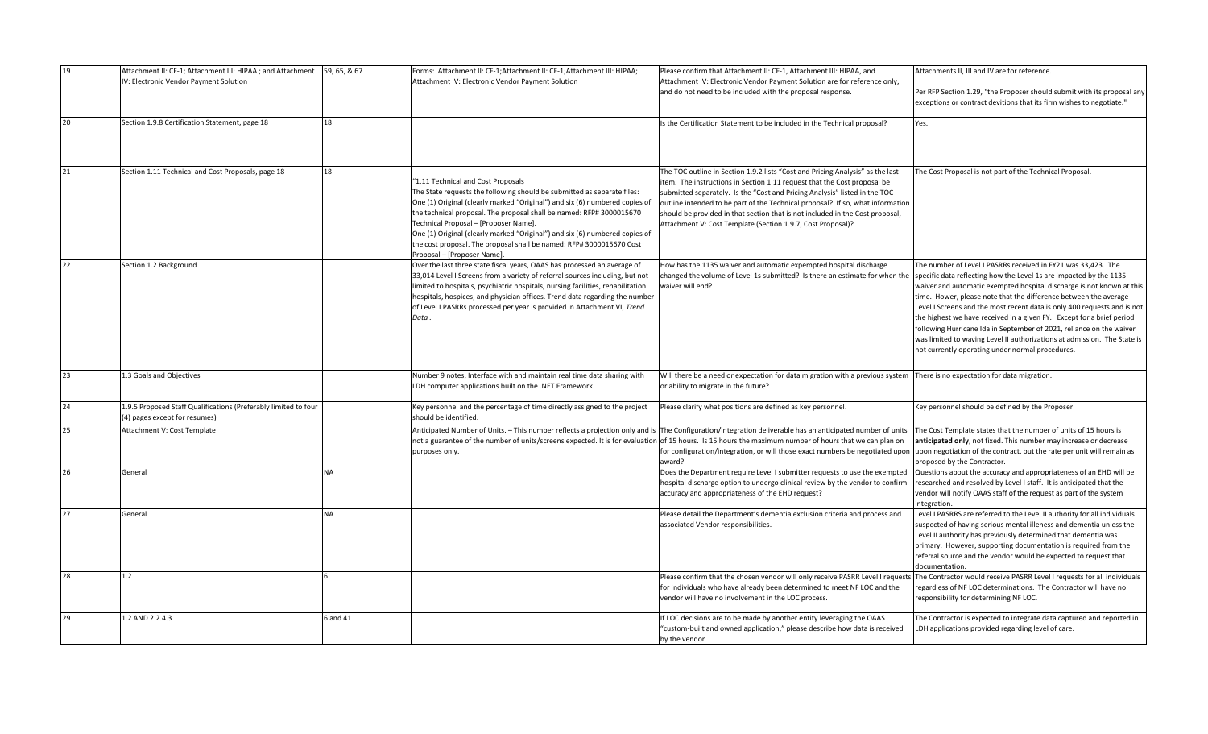| | | | | | |
|---|---|---|---|---|---|
| 19 | Attachment II: CF-1; Attachment III: HIPAA ; and Attachment IV: Electronic Vendor Payment Solution | 59, 65, & 67 | Forms: Attachment II: CF-1;Attachment II: CF-1;Attachment III: HIPAA; Attachment IV: Electronic Vendor Payment Solution | Please confirm that Attachment II: CF-1, Attachment III: HIPAA, and Attachment IV: Electronic Vendor Payment Solution are for reference only, and do not need to be included with the proposal response. | Attachments II, III and IV are for reference.<br><br>Per RFP Section 1.29, "the Proposer should submit with its proposal any exceptions or contract devitions that its firm wishes to negotiate." |
| 20 | Section 1.9.8 Certification Statement, page 18 | 18 | | Is the Certification Statement to be included in the Technical proposal? | Yes. |
| 21 | Section 1.11 Technical and Cost Proposals, page 18 | 18 | "1.11 Technical and Cost Proposals<br>The State requests the following should be submitted as separate files:<br>One (1) Original (clearly marked "Original") and six (6) numbered copies of the technical proposal. The proposal shall be named: RFP# 3000015670 Technical Proposal – [Proposer Name].<br>One (1) Original (clearly marked "Original") and six (6) numbered copies of the cost proposal. The proposal shall be named: RFP# 3000015670 Cost Proposal – [Proposer Name]. | The TOC outline in Section 1.9.2 lists "Cost and Pricing Analysis" as the last item. The instructions in Section 1.11 request that the Cost proposal be submitted separately. Is the "Cost and Pricing Analysis" listed in the TOC outline intended to be part of the Technical proposal? If so, what information should be provided in that section that is not included in the Cost proposal, Attachment V: Cost Template (Section 1.9.7, Cost Proposal)? | The Cost Proposal is not part of the Technical Proposal. |
| 22 | Section 1.2 Background | | Over the last three state fiscal years, OAAS has processed an average of 33,014 Level I Screens from a variety of referral sources including, but not limited to hospitals, psychiatric hospitals, nursing facilities, rehabilitation hospitals, hospices, and physician offices. Trend data regarding the number of Level I PASRRs processed per year is provided in Attachment VI, *Trend Data*. | How has the 1135 waiver and automatic expempted hospital discharge changed the volume of Level 1s submitted? Is there an estimate for when the waiver will end? | The number of Level I PASRRs received in FY21 was 33,423. The specific data reflecting how the Level 1s are impacted by the 1135 waiver and automatic exempted hospital discharge is not known at this time. Hower, please note that the difference between the average Level I Screens and the most recent data is only 400 requests and is not the highest we have received in a given FY. Except for a brief period following Hurricane Ida in September of 2021, reliance on the waiver was limited to waving Level II authorizations at admission. The State is not currently operating under normal procedures. |
| 23 | 1.3 Goals and Objectives | | Number 9 notes, Interface with and maintain real time data sharing with LDH computer applications built on the .NET Framework. | Will there be a need or expectation for data migration with a previous system or ability to migrate in the future? | There is no expectation for data migration. |
| 24 | 1.9.5 Proposed Staff Qualifications (Preferably limited to four (4) pages except for resumes) | | Key personnel and the percentage of time directly assigned to the project should be identified. | Please clarify what positions are defined as key personnel. | Key personnel should be defined by the Proposer. |
| 25 | Attachment V: Cost Template | | Anticipated Number of Units. – This number reflects a projection only and is not a guarantee of the number of units/screens expected. It is for evaluation purposes only. | The Configuration/integration deliverable has an anticipated number of units of 15 hours. Is 15 hours the maximum number of hours that we can plan on for configuration/integration, or will those exact numbers be negotiated upon award? | The Cost Template states that the number of units of 15 hours is **anticipated only**, not fixed. This number may increase or decrease upon negotiation of the contract, but the rate per unit will remain as proposed by the Contractor. |
| 26 | General | NA | | Does the Department require Level I submitter requests to use the exempted hospital discharge option to undergo clinical review by the vendor to confirm accuracy and appropriateness of the EHD request? | Questions about the accuracy and appropriateness of an EHD will be researched and resolved by Level I staff. It is anticipated that the vendor will notify OAAS staff of the request as part of the system integration. |
| 27 | General | NA | | Please detail the Department's dementia exclusion criteria and process and associated Vendor responsibilities. | Level I PASRRS are referred to the Level II authority for all individuals suspected of having serious mental illeness and dementia unless the Level II authority has previously determined that dementia was primary. However, supporting documentation is required from the referral source and the vendor would be expected to request that documentation. |
| 28 | 1.2 | 6 | | Please confirm that the chosen vendor will only receive PASRR Level I requests for individuals who have already been determined to meet NF LOC and the vendor will have no involvement in the LOC process. | The Contractor would receive PASRR Level I requests for all individuals regardless of NF LOC determinations. The Contractor will have no responsibility for determining NF LOC. |
| 29 | 1.2 AND 2.2.4.3 | 6 and 41 | | If LOC decisions are to be made by another entity leveraging the OAAS "custom-built and owned application," please describe how data is received by the vendor | The Contractor is expected to integrate data captured and reported in LDH applications provided regarding level of care. |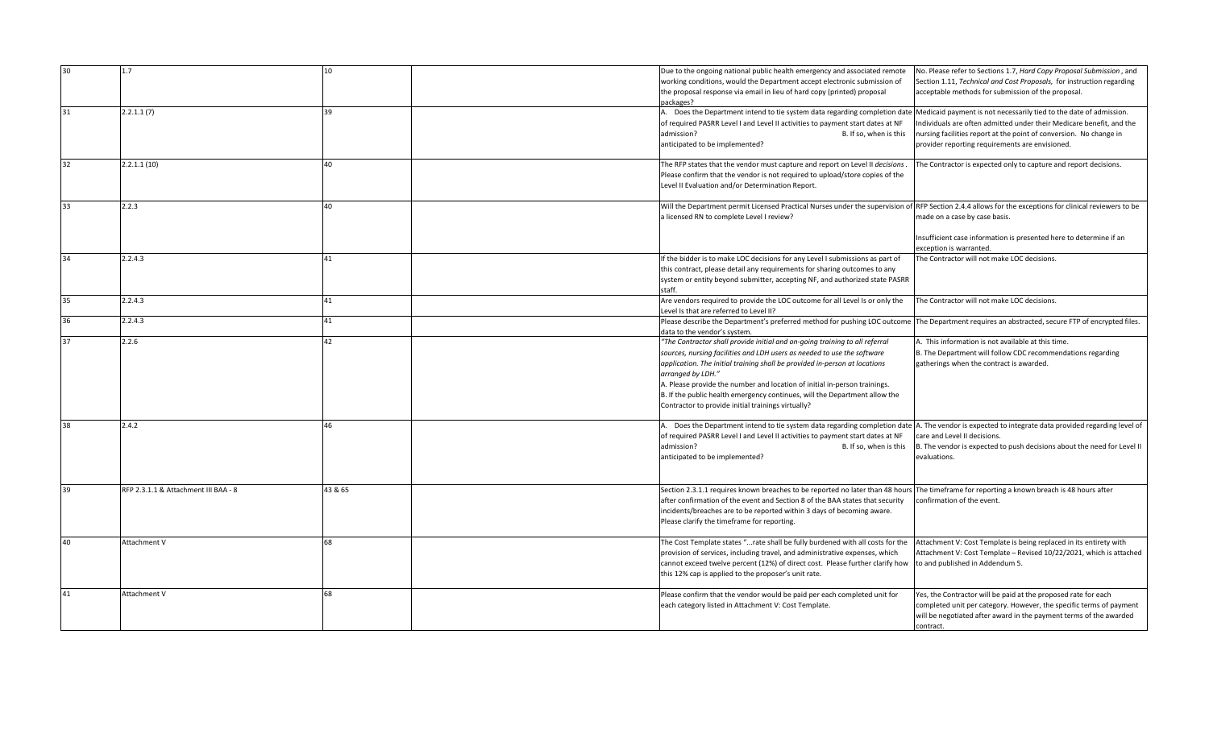| | | | | | |
|---|---|---|---|---|---|
| 30 | 1.7 | 10 | | Due to the ongoing national public health emergency and associated remote working conditions, would the Department accept electronic submission of the proposal response via email in lieu of hard copy (printed) proposal packages? | No. Please refer to Sections 1.7, *Hard Copy Proposal Submission* , and Section 1.11, *Technical and Cost Proposals,* for instruction regarding acceptable methods for submission of the proposal. |
| 31 | 2.2.1.1 (7) | 39 | | A. Does the Department intend to tie system data regarding completion date of required PASRR Level I and Level II activities to payment start dates at NF admission? B. If so, when is this anticipated to be implemented? | Medicaid payment is not necessarily tied to the date of admission. Individuals are often admitted under their Medicare benefit, and the nursing facilities report at the point of conversion. No change in provider reporting requirements are envisioned. |
| 32 | 2.2.1.1 (10) | 40 | | The RFP states that the vendor must capture and report on Level II *decisions* . Please confirm that the vendor is not required to upload/store copies of the Level II Evaluation and/or Determination Report. | The Contractor is expected only to capture and report decisions. |
| 33 | 2.2.3 | 40 | | Will the Department permit Licensed Practical Nurses under the supervision of a licensed RN to complete Level I review? | RFP Section 2.4.4 allows for the exceptions for clinical reviewers to be made on a case by case basis.<br><br>Insufficient case information is presented here to determine if an exception is warranted. |
| 34 | 2.2.4.3 | 41 | | If the bidder is to make LOC decisions for any Level I submissions as part of this contract, please detail any requirements for sharing outcomes to any system or entity beyond submitter, accepting NF, and authorized state PASRR staff. | The Contractor will not make LOC decisions. |
| 35 | 2.2.4.3 | 41 | | Are vendors required to provide the LOC outcome for all Level Is or only the Level Is that are referred to Level II? | The Contractor will not make LOC decisions. |
| 36 | 2.2.4.3 | 41 | | Please describe the Department's preferred method for pushing LOC outcome data to the vendor's system. | The Department requires an abstracted, secure FTP of encrypted files. |
| 37 | 2.2.6 | 42 | | *"The Contractor shall provide initial and on-going training to all referral sources, nursing facilities and LDH users as needed to use the software application. The initial training shall be provided in-person at locations arranged by LDH."*<br>A. Please provide the number and location of initial in-person trainings.<br>B. If the public health emergency continues, will the Department allow the Contractor to provide initial trainings virtually? | A. This information is not available at this time.<br>B. The Department will follow CDC recommendations regarding gatherings when the contract is awarded. |
| 38 | 2.4.2 | 46 | | A. Does the Department intend to tie system data regarding completion date of required PASRR Level I and Level II activities to payment start dates at NF admission? B. If so, when is this anticipated to be implemented? | A. The vendor is expected to integrate data provided regarding level of care and Level II decisions.<br>B. The vendor is expected to push decisions about the need for Level II evaluations. |
| 39 | RFP 2.3.1.1 & Attachment III BAA - 8 | 43 & 65 | | Section 2.3.1.1 requires known breaches to be reported no later than 48 hours after confirmation of the event and Section 8 of the BAA states that security incidents/breaches are to be reported within 3 days of becoming aware. Please clarify the timeframe for reporting. | The timeframe for reporting a known breach is 48 hours after confirmation of the event. |
| 40 | Attachment V | 68 | | The Cost Template states "...rate shall be fully burdened with all costs for the provision of services, including travel, and administrative expenses, which cannot exceed twelve percent (12%) of direct cost. Please further clarify how this 12% cap is applied to the proposer's unit rate. | Attachment V: Cost Template is being replaced in its entirety with Attachment V: Cost Template – Revised 10/22/2021, which is attached to and published in Addendum 5. |
| 41 | Attachment V | 68 | | Please confirm that the vendor would be paid per each completed unit for each category listed in Attachment V: Cost Template. | Yes, the Contractor will be paid at the proposed rate for each completed unit per category. However, the specific terms of payment will be negotiated after award in the payment terms of the awarded contract. |